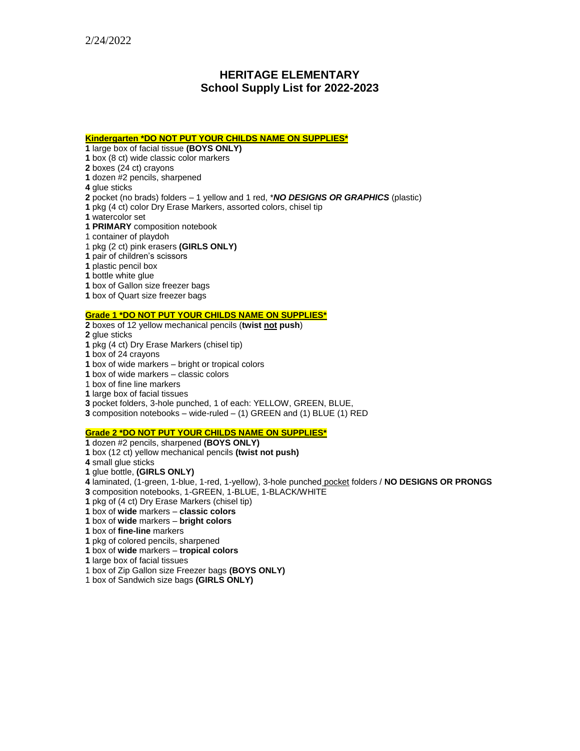2/24/2022

# HERITAGE ELEMENTARY
## School Supply List for 2022-2023

**Kindergarten *DO NOT PUT YOUR CHILDS NAME ON SUPPLIES***

**1** large box of facial tissue **(BOYS ONLY)**
**1** box (8 ct) wide classic color markers
**2** boxes (24 ct) crayons
**1** dozen #2 pencils, sharpened
**4** glue sticks
**2** pocket (no brads) folders – 1 yellow and 1 red, ****NO DESIGNS OR GRAPHICS*** (plastic)
**1** pkg (4 ct) color Dry Erase Markers, assorted colors, chisel tip
**1** watercolor set
**1 PRIMARY** composition notebook
1 container of playdoh
1 pkg (2 ct) pink erasers **(GIRLS ONLY)**
**1** pair of children's scissors
**1** plastic pencil box
**1** bottle white glue
**1** box of Gallon size freezer bags
**1** box of Quart size freezer bags

**Grade 1 *DO NOT PUT YOUR CHILDS NAME ON SUPPLIES***

**2** boxes of 12 yellow mechanical pencils (**twist not push**)
**2** glue sticks
**1** pkg (4 ct) Dry Erase Markers (chisel tip)
**1** box of 24 crayons
**1** box of wide markers – bright or tropical colors
**1** box of wide markers – classic colors
1 box of fine line markers
**1** large box of facial tissues
**3** pocket folders, 3-hole punched, 1 of each: YELLOW, GREEN, BLUE,
**3** composition notebooks – wide-ruled – (1) GREEN and (1) BLUE (1) RED

**Grade 2 *DO NOT PUT YOUR CHILDS NAME ON SUPPLIES***

**1** dozen #2 pencils, sharpened **(BOYS ONLY)**
**1** box (12 ct) yellow mechanical pencils **(twist not push)**
**4** small glue sticks
**1** glue bottle, **(GIRLS ONLY)**
**4** laminated, (1-green, 1-blue, 1-red, 1-yellow), 3-hole punched pocket folders / **NO DESIGNS OR PRONGS**
**3** composition notebooks, 1-GREEN, 1-BLUE, 1-BLACK/WHITE
**1** pkg of (4 ct) Dry Erase Markers (chisel tip)
**1** box of **wide** markers – **classic colors**
**1** box of **wide** markers – **bright colors**
**1** box of **fine-line** markers
**1** pkg of colored pencils, sharpened
**1** box of **wide** markers – **tropical colors**
**1** large box of facial tissues
1 box of Zip Gallon size Freezer bags **(BOYS ONLY)**
1 box of Sandwich size bags **(GIRLS ONLY)**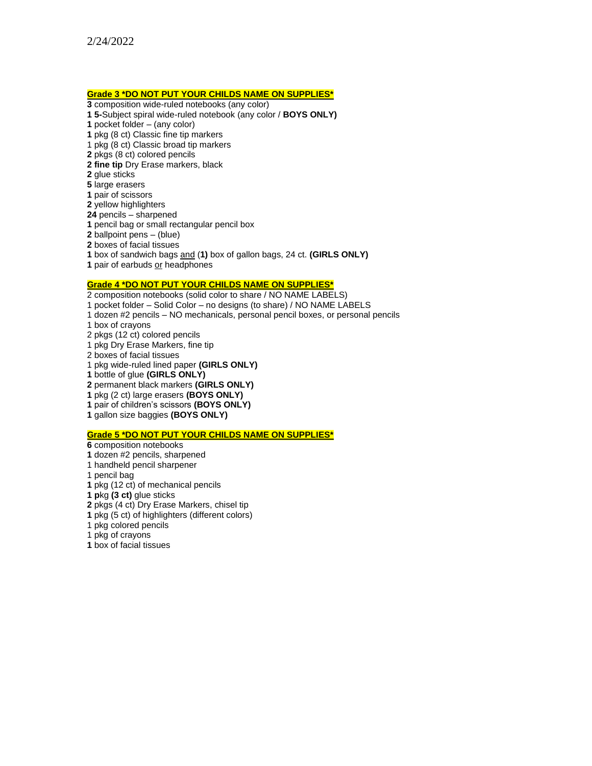2/24/2022

**Grade 3 *DO NOT PUT YOUR CHILDS NAME ON SUPPLIES***

**3** composition wide-ruled notebooks (any color)
**1 5-**Subject spiral wide-ruled notebook (any color / **BOYS ONLY)**
**1** pocket folder – (any color)
**1** pkg (8 ct) Classic fine tip markers
1 pkg (8 ct) Classic broad tip markers
**2** pkgs (8 ct) colored pencils
**2 fine tip** Dry Erase markers, black
**2** glue sticks
**5** large erasers
**1** pair of scissors
**2** yellow highlighters
**24** pencils – sharpened
**1** pencil bag or small rectangular pencil box
**2** ballpoint pens – (blue)
**2** boxes of facial tissues
**1** box of sandwich bags and (**1)** box of gallon bags, 24 ct. **(GIRLS ONLY)**
**1** pair of earbuds or headphones

**Grade 4 *DO NOT PUT YOUR CHILDS NAME ON SUPPLIES***

2 composition notebooks (solid color to share / NO NAME LABELS)
1 pocket folder – Solid Color – no designs (to share) / NO NAME LABELS
1 dozen #2 pencils – NO mechanicals, personal pencil boxes, or personal pencils
1 box of crayons
2 pkgs (12 ct) colored pencils
1 pkg Dry Erase Markers, fine tip
2 boxes of facial tissues
1 pkg wide-ruled lined paper **(GIRLS ONLY)**
**1** bottle of glue **(GIRLS ONLY)**
**2** permanent black markers **(GIRLS ONLY)**
**1** pkg (2 ct) large erasers **(BOYS ONLY)**
**1** pair of children's scissors **(BOYS ONLY)**
**1** gallon size baggies **(BOYS ONLY)**

**Grade 5 *DO NOT PUT YOUR CHILDS NAME ON SUPPLIES***

**6** composition notebooks
**1** dozen #2 pencils, sharpened
1 handheld pencil sharpener
1 pencil bag
**1** pkg (12 ct) of mechanical pencils
**1 p**kg **(3 ct)** glue sticks
**2** pkgs (4 ct) Dry Erase Markers, chisel tip
**1** pkg (5 ct) of highlighters (different colors)
1 pkg colored pencils
1 pkg of crayons
**1** box of facial tissues